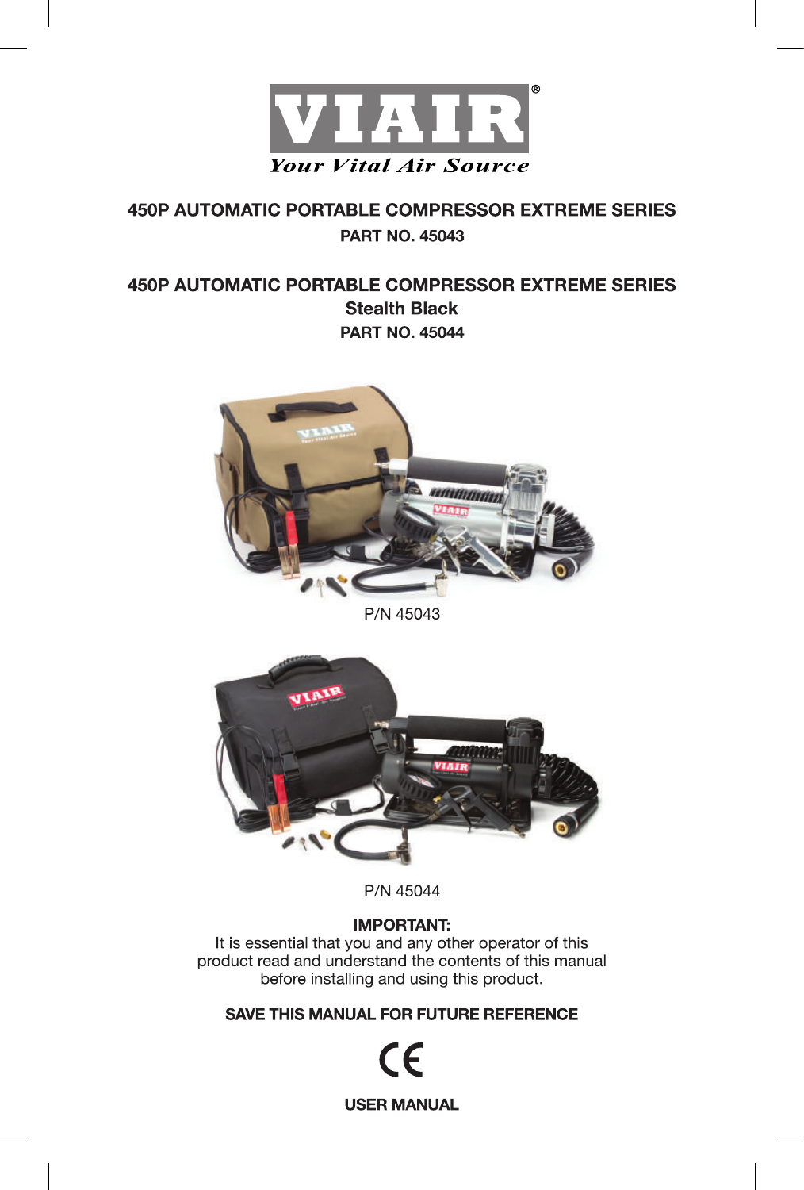VIAIR®

*Your Vital Air Source*

# 450P AUTOMATIC PORTABLE COMPRESSOR EXTREME SERIES

**PART NO. 45043**

# 450P AUTOMATIC PORTABLE COMPRESSOR EXTREME SERIES

**Stealth Black**

**PART NO. 45044**

P/N 45043

P/N 45044

**IMPORTANT:**
It is essential that you and any other operator of this product read and understand the contents of this manual before installing and using this product.

**SAVE THIS MANUAL FOR FUTURE REFERENCE**

CE

**USER MANUAL**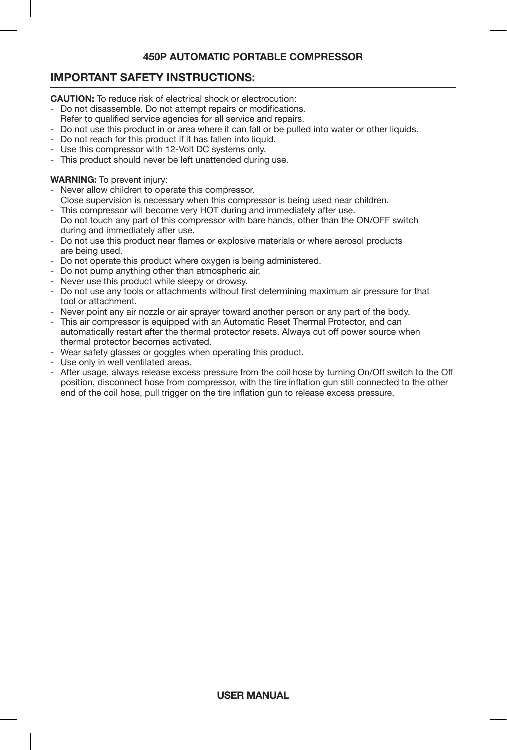**450P AUTOMATIC PORTABLE COMPRESSOR**

## IMPORTANT SAFETY INSTRUCTIONS:

**CAUTION:** To reduce risk of electrical shock or electrocution:

- Do not disassemble. Do not attempt repairs or modifications.
  Refer to qualified service agencies for all service and repairs.
- Do not use this product in or area where it can fall or be pulled into water or other liquids.
- Do not reach for this product if it has fallen into liquid.
- Use this compressor with 12-Volt DC systems only.
- This product should never be left unattended during use.

**WARNING:** To prevent injury:

- Never allow children to operate this compressor.
  Close supervision is necessary when this compressor is being used near children.
- This compressor will become very HOT during and immediately after use.
  Do not touch any part of this compressor with bare hands, other than the ON/OFF switch during and immediately after use.
- Do not use this product near flames or explosive materials or where aerosol products are being used.
- Do not operate this product where oxygen is being administered.
- Do not pump anything other than atmospheric air.
- Never use this product while sleepy or drowsy.
- Do not use any tools or attachments without first determining maximum air pressure for that tool or attachment.
- Never point any air nozzle or air sprayer toward another person or any part of the body.
- This air compressor is equipped with an Automatic Reset Thermal Protector, and can automatically restart after the thermal protector resets. Always cut off power source when thermal protector becomes activated.
- Wear safety glasses or goggles when operating this product.
- Use only in well ventilated areas.
- After usage, always release excess pressure from the coil hose by turning On/Off switch to the Off position, disconnect hose from compressor, with the tire inflation gun still connected to the other end of the coil hose, pull trigger on the tire inflation gun to release excess pressure.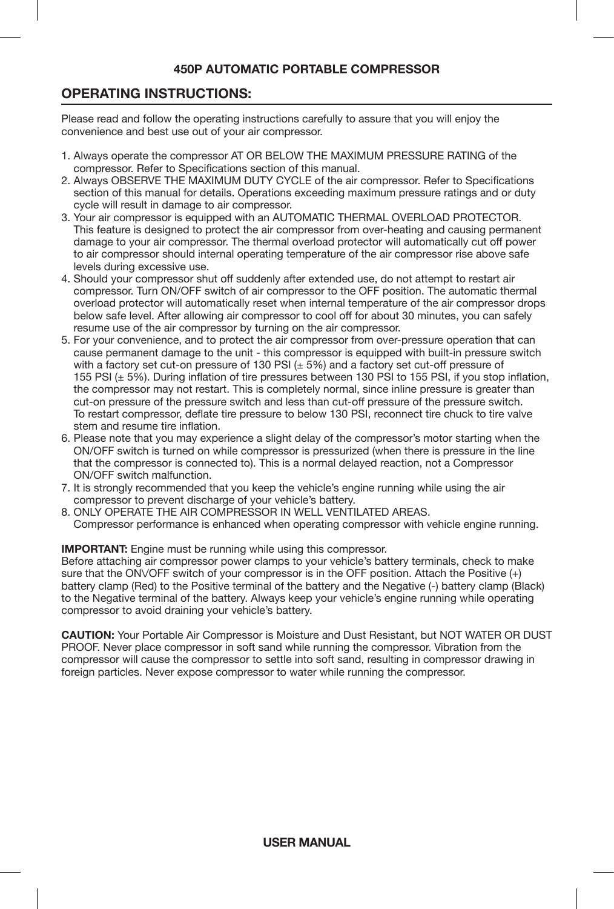# 450P AUTOMATIC PORTABLE COMPRESSOR

## OPERATING INSTRUCTIONS:

Please read and follow the operating instructions carefully to assure that you will enjoy the convenience and best use out of your air compressor.

1. Always operate the compressor AT OR BELOW THE MAXIMUM PRESSURE RATING of the compressor. Refer to Specifications section of this manual.
2. Always OBSERVE THE MAXIMUM DUTY CYCLE of the air compressor. Refer to Specifications section of this manual for details. Operations exceeding maximum pressure ratings and or duty cycle will result in damage to air compressor.
3. Your air compressor is equipped with an AUTOMATIC THERMAL OVERLOAD PROTECTOR. This feature is designed to protect the air compressor from over-heating and causing permanent damage to your air compressor. The thermal overload protector will automatically cut off power to air compressor should internal operating temperature of the air compressor rise above safe levels during excessive use.
4. Should your compressor shut off suddenly after extended use, do not attempt to restart air compressor. Turn ON/OFF switch of air compressor to the OFF position. The automatic thermal overload protector will automatically reset when internal temperature of the air compressor drops below safe level. After allowing air compressor to cool off for about 30 minutes, you can safely resume use of the air compressor by turning on the air compressor.
5. For your convenience, and to protect the air compressor from over-pressure operation that can cause permanent damage to the unit - this compressor is equipped with built-in pressure switch with a factory set cut-on pressure of 130 PSI (± 5%) and a factory set cut-off pressure of 155 PSI (± 5%). During inflation of tire pressures between 130 PSI to 155 PSI, if you stop inflation, the compressor may not restart. This is completely normal, since inline pressure is greater than cut-on pressure of the pressure switch and less than cut-off pressure of the pressure switch. To restart compressor, deflate tire pressure to below 130 PSI, reconnect tire chuck to tire valve stem and resume tire inflation.
6. Please note that you may experience a slight delay of the compressor's motor starting when the ON/OFF switch is turned on while compressor is pressurized (when there is pressure in the line that the compressor is connected to). This is a normal delayed reaction, not a Compressor ON/OFF switch malfunction.
7. It is strongly recommended that you keep the vehicle's engine running while using the air compressor to prevent discharge of your vehicle's battery.
8. ONLY OPERATE THE AIR COMPRESSOR IN WELL VENTILATED AREAS. Compressor performance is enhanced when operating compressor with vehicle engine running.

**IMPORTANT:** Engine must be running while using this compressor.
Before attaching air compressor power clamps to your vehicle's battery terminals, check to make sure that the ON\/OFF switch of your compressor is in the OFF position. Attach the Positive (+) battery clamp (Red) to the Positive terminal of the battery and the Negative (-) battery clamp (Black) to the Negative terminal of the battery. Always keep your vehicle's engine running while operating compressor to avoid draining your vehicle's battery.

**CAUTION:** Your Portable Air Compressor is Moisture and Dust Resistant, but NOT WATER OR DUST PROOF. Never place compressor in soft sand while running the compressor. Vibration from the compressor will cause the compressor to settle into soft sand, resulting in compressor drawing in foreign particles. Never expose compressor to water while running the compressor.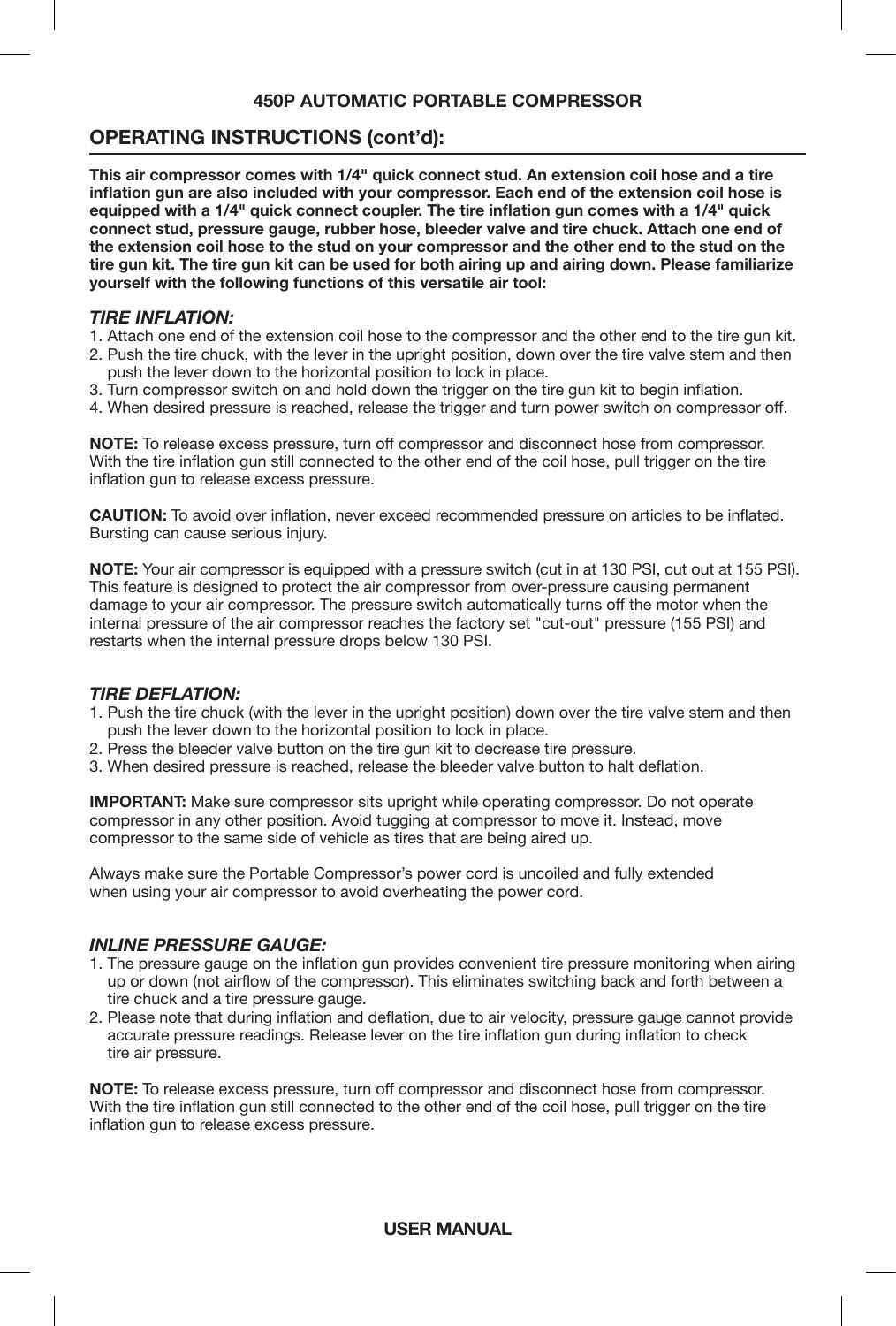## 450P AUTOMATIC PORTABLE COMPRESSOR

## OPERATING INSTRUCTIONS (cont'd):

**This air compressor comes with 1/4" quick connect stud. An extension coil hose and a tire inflation gun are also included with your compressor. Each end of the extension coil hose is equipped with a 1/4" quick connect coupler. The tire inflation gun comes with a 1/4" quick connect stud, pressure gauge, rubber hose, bleeder valve and tire chuck. Attach one end of the extension coil hose to the stud on your compressor and the other end to the stud on the tire gun kit. The tire gun kit can be used for both airing up and airing down. Please familiarize yourself with the following functions of this versatile air tool:**

### *TIRE INFLATION:*

1. Attach one end of the extension coil hose to the compressor and the other end to the tire gun kit.
2. Push the tire chuck, with the lever in the upright position, down over the tire valve stem and then push the lever down to the horizontal position to lock in place.
3. Turn compressor switch on and hold down the trigger on the tire gun kit to begin inflation.
4. When desired pressure is reached, release the trigger and turn power switch on compressor off.

**NOTE:** To release excess pressure, turn off compressor and disconnect hose from compressor. With the tire inflation gun still connected to the other end of the coil hose, pull trigger on the tire inflation gun to release excess pressure.

**CAUTION:** To avoid over inflation, never exceed recommended pressure on articles to be inflated. Bursting can cause serious injury.

**NOTE:** Your air compressor is equipped with a pressure switch (cut in at 130 PSI, cut out at 155 PSI). This feature is designed to protect the air compressor from over-pressure causing permanent damage to your air compressor. The pressure switch automatically turns off the motor when the internal pressure of the air compressor reaches the factory set "cut-out" pressure (155 PSI) and restarts when the internal pressure drops below 130 PSI.

### *TIRE DEFLATION:*

1. Push the tire chuck (with the lever in the upright position) down over the tire valve stem and then push the lever down to the horizontal position to lock in place.
2. Press the bleeder valve button on the tire gun kit to decrease tire pressure.
3. When desired pressure is reached, release the bleeder valve button to halt deflation.

**IMPORTANT:** Make sure compressor sits upright while operating compressor. Do not operate compressor in any other position. Avoid tugging at compressor to move it. Instead, move compressor to the same side of vehicle as tires that are being aired up.

Always make sure the Portable Compressor's power cord is uncoiled and fully extended when using your air compressor to avoid overheating the power cord.

### *INLINE PRESSURE GAUGE:*

1. The pressure gauge on the inflation gun provides convenient tire pressure monitoring when airing up or down (not airflow of the compressor). This eliminates switching back and forth between a tire chuck and a tire pressure gauge.
2. Please note that during inflation and deflation, due to air velocity, pressure gauge cannot provide accurate pressure readings. Release lever on the tire inflation gun during inflation to check tire air pressure.

**NOTE:** To release excess pressure, turn off compressor and disconnect hose from compressor. With the tire inflation gun still connected to the other end of the coil hose, pull trigger on the tire inflation gun to release excess pressure.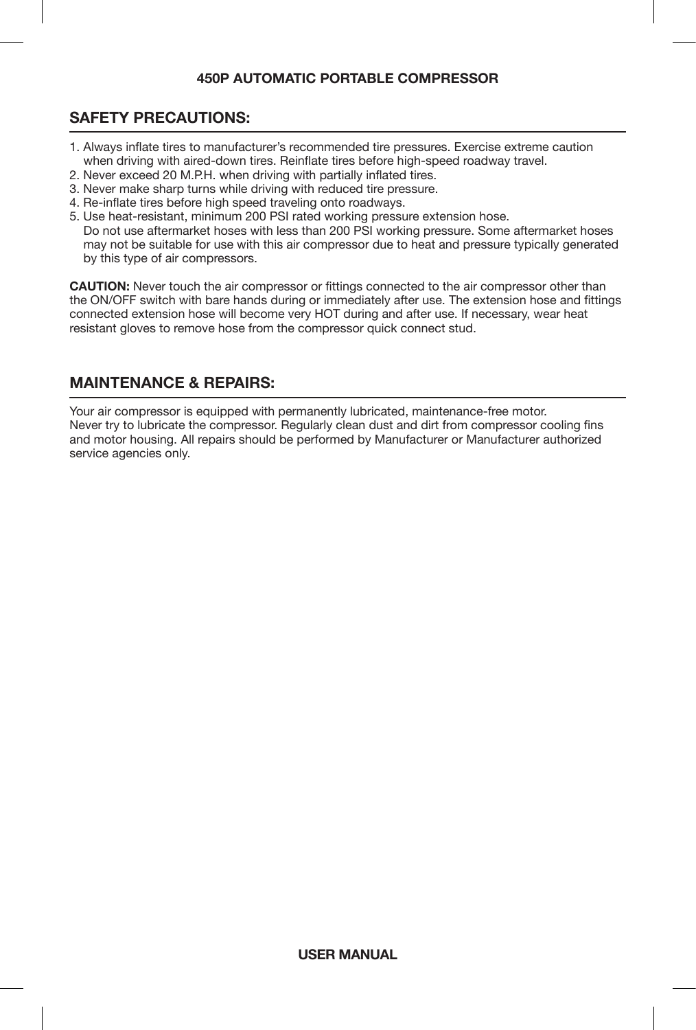## SAFETY PRECAUTIONS:

1. Always inflate tires to manufacturer's recommended tire pressures. Exercise extreme caution when driving with aired-down tires. Reinflate tires before high-speed roadway travel.
2. Never exceed 20 M.P.H. when driving with partially inflated tires.
3. Never make sharp turns while driving with reduced tire pressure.
4. Re-inflate tires before high speed traveling onto roadways.
5. Use heat-resistant, minimum 200 PSI rated working pressure extension hose.
   Do not use aftermarket hoses with less than 200 PSI working pressure. Some aftermarket hoses may not be suitable for use with this air compressor due to heat and pressure typically generated by this type of air compressors.

**CAUTION:** Never touch the air compressor or fittings connected to the air compressor other than the ON/OFF switch with bare hands during or immediately after use. The extension hose and fittings connected extension hose will become very HOT during and after use. If necessary, wear heat resistant gloves to remove hose from the compressor quick connect stud.

## MAINTENANCE & REPAIRS:

Your air compressor is equipped with permanently lubricated, maintenance-free motor.
Never try to lubricate the compressor. Regularly clean dust and dirt from compressor cooling fins and motor housing. All repairs should be performed by Manufacturer or Manufacturer authorized service agencies only.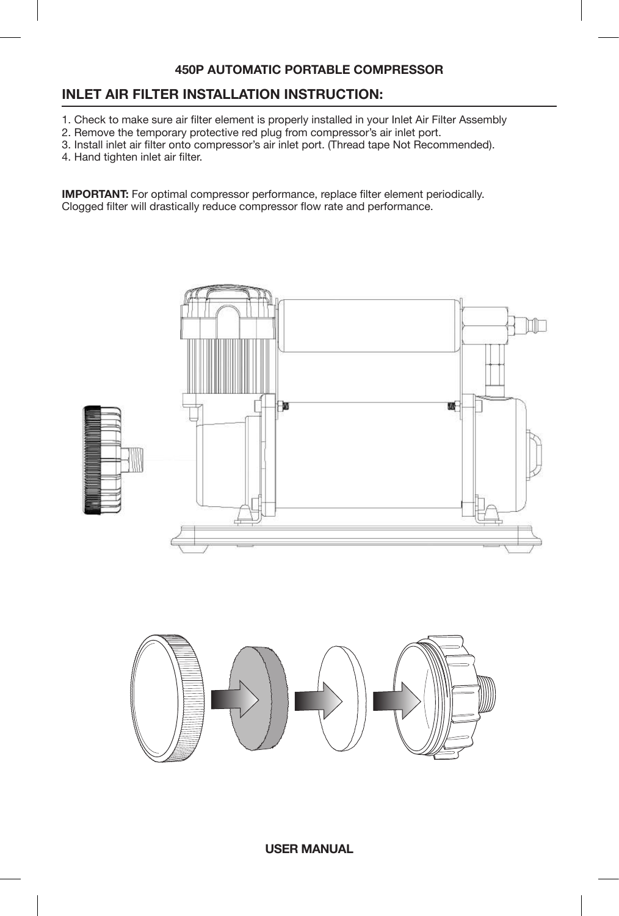## INLET AIR FILTER INSTALLATION INSTRUCTION:

1. Check to make sure air filter element is properly installed in your Inlet Air Filter Assembly
2. Remove the temporary protective red plug from compressor's air inlet port.
3. Install inlet air filter onto compressor's air inlet port. (Thread tape Not Recommended).
4. Hand tighten inlet air filter.

**IMPORTANT:** For optimal compressor performance, replace filter element periodically. Clogged filter will drastically reduce compressor flow rate and performance.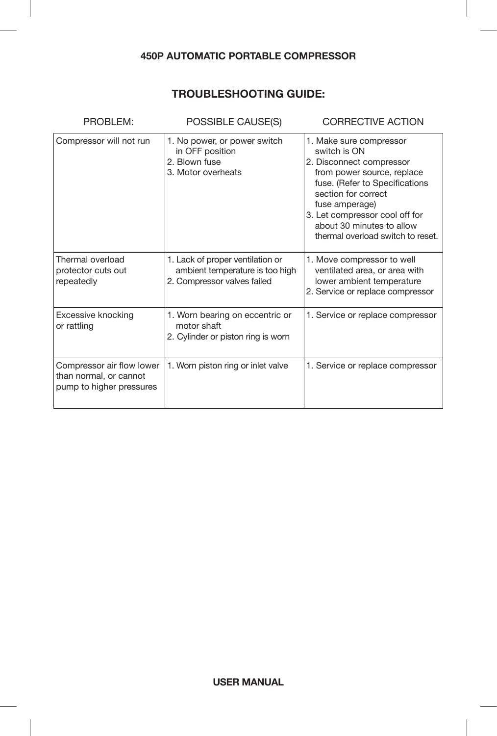# TROUBLESHOOTING GUIDE:

| PROBLEM: | POSSIBLE CAUSE(S) | CORRECTIVE ACTION |
|---|---|---|
| Compressor will not run | 1. No power, or power switch in OFF position<br>2. Blown fuse<br>3. Motor overheats | 1. Make sure compressor switch is ON<br>2. Disconnect compressor from power source, replace fuse. (Refer to Specifications section for correct fuse amperage)<br>3. Let compressor cool off for about 30 minutes to allow thermal overload switch to reset. |
| Thermal overload protector cuts out repeatedly | 1. Lack of proper ventilation or ambient temperature is too high<br>2. Compressor valves failed | 1. Move compressor to well ventilated area, or area with lower ambient temperature<br>2. Service or replace compressor |
| Excessive knocking or rattling | 1. Worn bearing on eccentric or motor shaft<br>2. Cylinder or piston ring is worn | 1. Service or replace compressor |
| Compressor air flow lower than normal, or cannot pump to higher pressures | 1. Worn piston ring or inlet valve | 1. Service or replace compressor |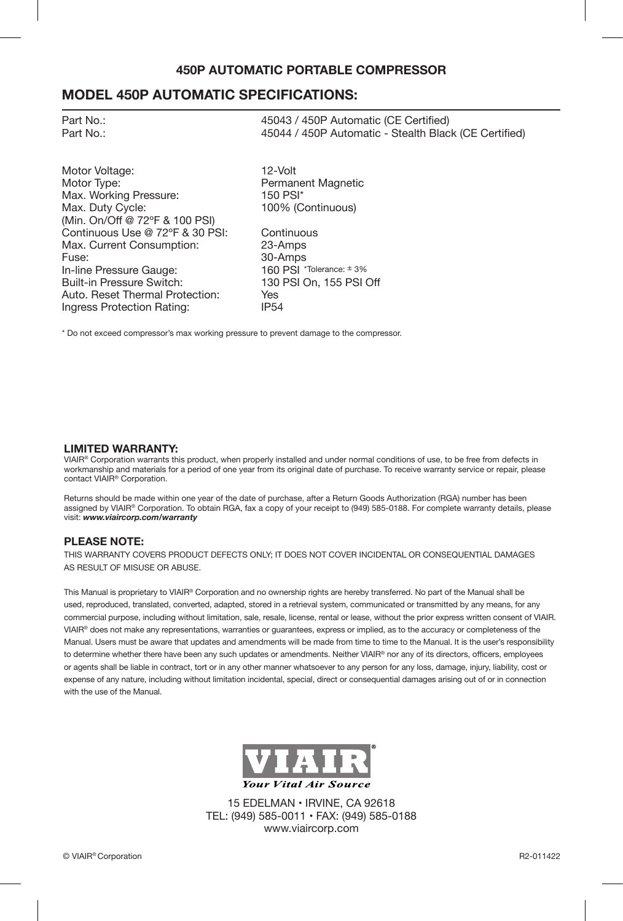## 450P AUTOMATIC PORTABLE COMPRESSOR

# MODEL 450P AUTOMATIC SPECIFICATIONS:

| | |
|---|---|
| Part No.: | 45043 / 450P Automatic (CE Certified) |
| Part No.: | 45044 / 450P Automatic - Stealth Black (CE Certified) |

| | |
|---|---|
| Motor Voltage: | 12-Volt |
| Motor Type: | Permanent Magnetic |
| Max. Working Pressure: | 150 PSI* |
| Max. Duty Cycle: (Min. On/Off @ 72ºF & 100 PSI) | 100% (Continuous) |
| Continuous Use @ 72ºF & 30 PSI: | Continuous |
| Max. Current Consumption: | 23-Amps |
| Fuse: | 30-Amps |
| In-line Pressure Gauge: | 160 PSI *Tolerance: ± 3% |
| Built-in Pressure Switch: | 130 PSI On, 155 PSI Off |
| Auto. Reset Thermal Protection: | Yes |
| Ingress Protection Rating: | IP54 |

* Do not exceed compressor's max working pressure to prevent damage to the compressor.

**LIMITED WARRANTY:**
VIAIR® Corporation warrants this product, when properly installed and under normal conditions of use, to be free from defects in workmanship and materials for a period of one year from its original date of purchase. To receive warranty service or repair, please contact VIAIR® Corporation.

Returns should be made within one year of the date of purchase, after a Return Goods Authorization (RGA) number has been assigned by VIAIR® Corporation. To obtain RGA, fax a copy of your receipt to (949) 585-0188. For complete warranty details, please visit: ***www.viaircorp.com/warranty***

**PLEASE NOTE:**
THIS WARRANTY COVERS PRODUCT DEFECTS ONLY; IT DOES NOT COVER INCIDENTAL OR CONSEQUENTIAL DAMAGES AS RESULT OF MISUSE OR ABUSE.

This Manual is proprietary to VIAIR® Corporation and no ownership rights are hereby transferred. No part of the Manual shall be used, reproduced, translated, converted, adapted, stored in a retrieval system, communicated or transmitted by any means, for any commercial purpose, including without limitation, sale, resale, license, rental or lease, without the prior express written consent of VIAIR. VIAIR® does not make any representations, warranties or guarantees, express or implied, as to the accuracy or completeness of the Manual. Users must be aware that updates and amendments will be made from time to time to the Manual. It is the user's responsibility to determine whether there have been any such updates or amendments. Neither VIAIR® nor any of its directors, officers, employees or agents shall be liable in contract, tort or in any other manner whatsoever to any person for any loss, damage, injury, liability, cost or expense of any nature, including without limitation incidental, special, direct or consequential damages arising out of or in connection with the use of the Manual.

VIAIR®
*Your Vital Air Source*

15 EDELMAN • IRVINE, CA 92618
TEL: (949) 585-0011 • FAX: (949) 585-0188
www.viaircorp.com

© VIAIR® Corporation R2-011422